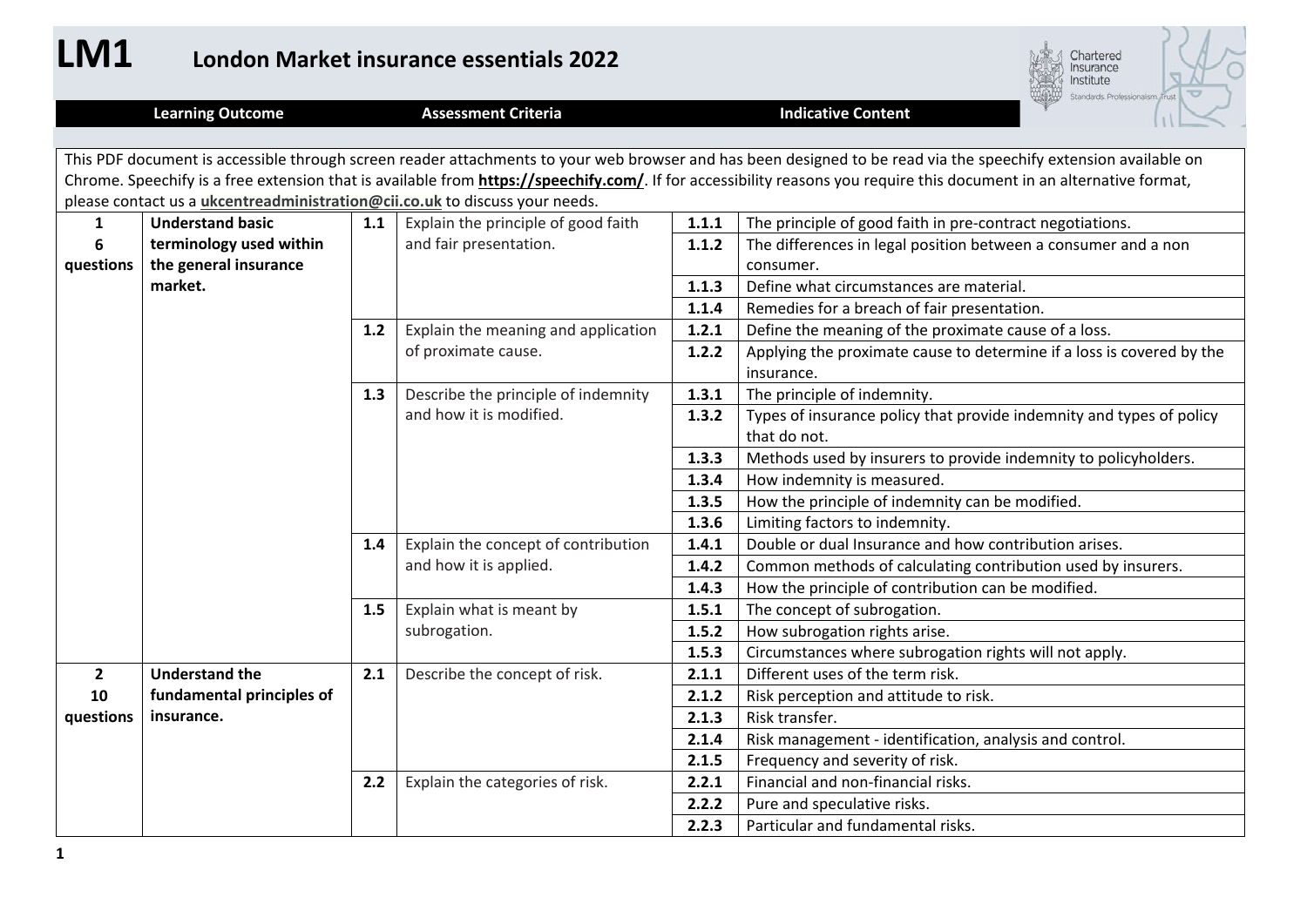# LM1 London Market insurance essentials 2022

This PDF document is accessible through screen reader attachments to your web browser and has been designed to be read via the speechify extension available on Chrome. Speechify is a free extension that is available from **https://speechify.com/**. If for accessibility reasons you require this document in an alternative format, please contact us a **ukcentreadministration@cii.co.uk** to discuss your needs.

| Learning Outcome | | Assessment Criteria | | Indicative Content | |
|---|---|---|---|---|---|
| 1 6 questions | **Understand basic terminology used within the general insurance market.** | 1.1 | Explain the principle of good faith and fair presentation. | 1.1.1 | The principle of good faith in pre-contract negotiations. |
| | | | | 1.1.2 | The differences in legal position between a consumer and a non consumer. |
| | | | | 1.1.3 | Define what circumstances are material. |
| | | | | 1.1.4 | Remedies for a breach of fair presentation. |
| | | 1.2 | Explain the meaning and application of proximate cause. | 1.2.1 | Define the meaning of the proximate cause of a loss. |
| | | | | 1.2.2 | Applying the proximate cause to determine if a loss is covered by the insurance. |
| | | 1.3 | Describe the principle of indemnity and how it is modified. | 1.3.1 | The principle of indemnity. |
| | | | | 1.3.2 | Types of insurance policy that provide indemnity and types of policy that do not. |
| | | | | 1.3.3 | Methods used by insurers to provide indemnity to policyholders. |
| | | | | 1.3.4 | How indemnity is measured. |
| | | | | 1.3.5 | How the principle of indemnity can be modified. |
| | | | | 1.3.6 | Limiting factors to indemnity. |
| | | 1.4 | Explain the concept of contribution and how it is applied. | 1.4.1 | Double or dual Insurance and how contribution arises. |
| | | | | 1.4.2 | Common methods of calculating contribution used by insurers. |
| | | | | 1.4.3 | How the principle of contribution can be modified. |
| | | 1.5 | Explain what is meant by subrogation. | 1.5.1 | The concept of subrogation. |
| | | | | 1.5.2 | How subrogation rights arise. |
| | | | | 1.5.3 | Circumstances where subrogation rights will not apply. |
| 2 10 questions | **Understand the fundamental principles of insurance.** | 2.1 | Describe the concept of risk. | 2.1.1 | Different uses of the term risk. |
| | | | | 2.1.2 | Risk perception and attitude to risk. |
| | | | | 2.1.3 | Risk transfer. |
| | | | | 2.1.4 | Risk management - identification, analysis and control. |
| | | | | 2.1.5 | Frequency and severity of risk. |
| | | 2.2 | Explain the categories of risk. | 2.2.1 | Financial and non-financial risks. |
| | | | | 2.2.2 | Pure and speculative risks. |
| | | | | 2.2.3 | Particular and fundamental risks. |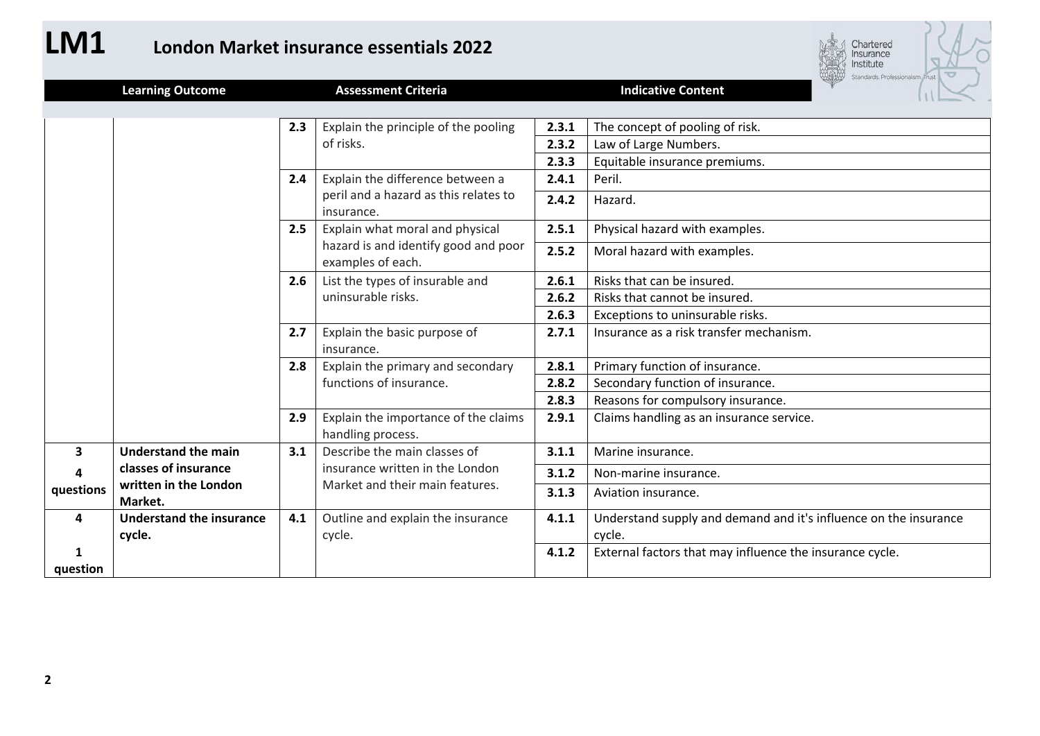# LM1 London Market insurance essentials 2022

| Learning Outcome | | Assessment Criteria | | Indicative Content | |
|---|---|---|---|---|---|
| | | 2.3 | Explain the principle of the pooling of risks. | 2.3.1 | The concept of pooling of risk. |
| | | | | 2.3.2 | Law of Large Numbers. |
| | | | | 2.3.3 | Equitable insurance premiums. |
| | | 2.4 | Explain the difference between a peril and a hazard as this relates to insurance. | 2.4.1 | Peril. |
| | | | | 2.4.2 | Hazard. |
| | | 2.5 | Explain what moral and physical hazard is and identify good and poor examples of each. | 2.5.1 | Physical hazard with examples. |
| | | | | 2.5.2 | Moral hazard with examples. |
| | | 2.6 | List the types of insurable and uninsurable risks. | 2.6.1 | Risks that can be insured. |
| | | | | 2.6.2 | Risks that cannot be insured. |
| | | | | 2.6.3 | Exceptions to uninsurable risks. |
| | | 2.7 | Explain the basic purpose of insurance. | 2.7.1 | Insurance as a risk transfer mechanism. |
| | | 2.8 | Explain the primary and secondary functions of insurance. | 2.8.1 | Primary function of insurance. |
| | | | | 2.8.2 | Secondary function of insurance. |
| | | | | 2.8.3 | Reasons for compulsory insurance. |
| | | 2.9 | Explain the importance of the claims handling process. | 2.9.1 | Claims handling as an insurance service. |
| **3**<br>**4 questions** | **Understand the main classes of insurance written in the London Market.** | 3.1 | Describe the main classes of insurance written in the London Market and their main features. | 3.1.1 | Marine insurance. |
| | | | | 3.1.2 | Non-marine insurance. |
| | | | | 3.1.3 | Aviation insurance. |
| **4**<br>**1 question** | **Understand the insurance cycle.** | 4.1 | Outline and explain the insurance cycle. | 4.1.1 | Understand supply and demand and it's influence on the insurance cycle. |
| | | | | 4.1.2 | External factors that may influence the insurance cycle. |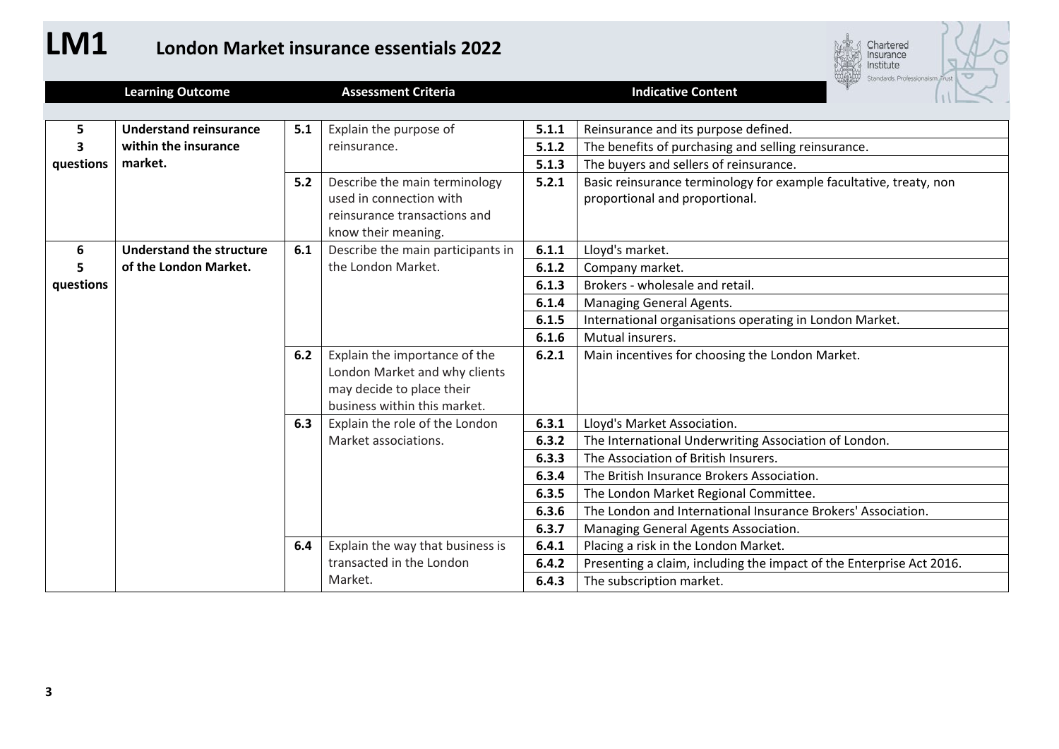# LM1 London Market insurance essentials 2022

| Learning Outcome | | Assessment Criteria | | Indicative Content | |
|---|---|---|---|---|---|
| 5<br>3<br>questions | **Understand reinsurance within the insurance market.** | 5.1 | Explain the purpose of reinsurance. | 5.1.1 | Reinsurance and its purpose defined. |
| | | | | 5.1.2 | The benefits of purchasing and selling reinsurance. |
| | | | | 5.1.3 | The buyers and sellers of reinsurance. |
| | | 5.2 | Describe the main terminology used in connection with reinsurance transactions and know their meaning. | 5.2.1 | Basic reinsurance terminology for example facultative, treaty, non proportional and proportional. |
| 6<br>5<br>questions | **Understand the structure of the London Market.** | 6.1 | Describe the main participants in the London Market. | 6.1.1 | Lloyd's market. |
| | | | | 6.1.2 | Company market. |
| | | | | 6.1.3 | Brokers - wholesale and retail. |
| | | | | 6.1.4 | Managing General Agents. |
| | | | | 6.1.5 | International organisations operating in London Market. |
| | | | | 6.1.6 | Mutual insurers. |
| | | 6.2 | Explain the importance of the London Market and why clients may decide to place their business within this market. | 6.2.1 | Main incentives for choosing the London Market. |
| | | 6.3 | Explain the role of the London Market associations. | 6.3.1 | Lloyd's Market Association. |
| | | | | 6.3.2 | The International Underwriting Association of London. |
| | | | | 6.3.3 | The Association of British Insurers. |
| | | | | 6.3.4 | The British Insurance Brokers Association. |
| | | | | 6.3.5 | The London Market Regional Committee. |
| | | | | 6.3.6 | The London and International Insurance Brokers' Association. |
| | | | | 6.3.7 | Managing General Agents Association. |
| | | 6.4 | Explain the way that business is transacted in the London Market. | 6.4.1 | Placing a risk in the London Market. |
| | | | | 6.4.2 | Presenting a claim, including the impact of the Enterprise Act 2016. |
| | | | | 6.4.3 | The subscription market. |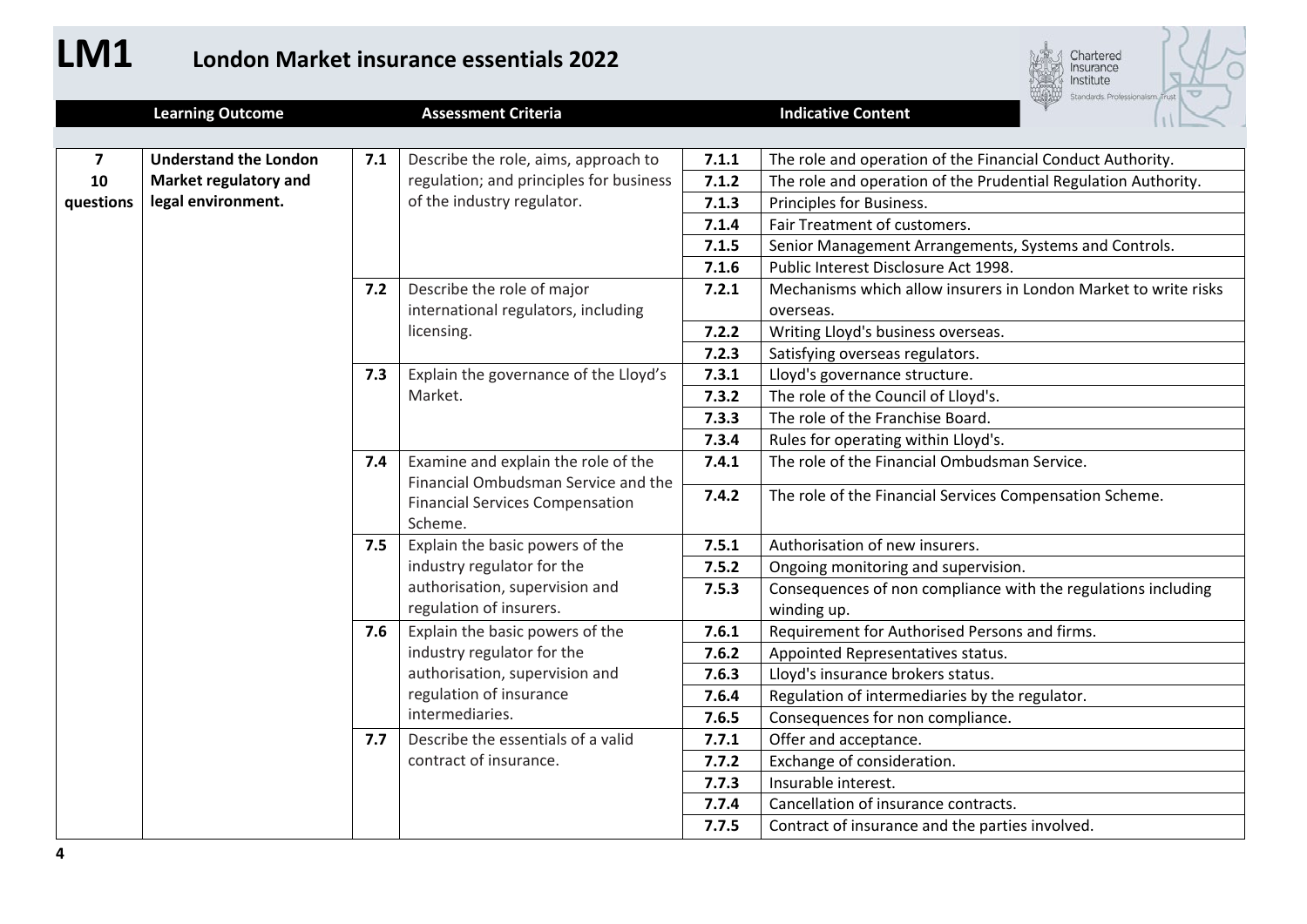# LM1 London Market insurance essentials 2022

| Learning Outcome | | Assessment Criteria | | Indicative Content | |
|---|---|---|---|---|---|
| **7** **10 questions** | **Understand the London Market regulatory and legal environment.** | **7.1** | Describe the role, aims, approach to regulation; and principles for business of the industry regulator. | **7.1.1** | The role and operation of the Financial Conduct Authority. |
| | | | | **7.1.2** | The role and operation of the Prudential Regulation Authority. |
| | | | | **7.1.3** | Principles for Business. |
| | | | | **7.1.4** | Fair Treatment of customers. |
| | | | | **7.1.5** | Senior Management Arrangements, Systems and Controls. |
| | | | | **7.1.6** | Public Interest Disclosure Act 1998. |
| | | **7.2** | Describe the role of major international regulators, including licensing. | **7.2.1** | Mechanisms which allow insurers in London Market to write risks overseas. |
| | | | | **7.2.2** | Writing Lloyd's business overseas. |
| | | | | **7.2.3** | Satisfying overseas regulators. |
| | | **7.3** | Explain the governance of the Lloyd's Market. | **7.3.1** | Lloyd's governance structure. |
| | | | | **7.3.2** | The role of the Council of Lloyd's. |
| | | | | **7.3.3** | The role of the Franchise Board. |
| | | | | **7.3.4** | Rules for operating within Lloyd's. |
| | | **7.4** | Examine and explain the role of the Financial Ombudsman Service and the Financial Services Compensation Scheme. | **7.4.1** | The role of the Financial Ombudsman Service. |
| | | | | **7.4.2** | The role of the Financial Services Compensation Scheme. |
| | | **7.5** | Explain the basic powers of the industry regulator for the authorisation, supervision and regulation of insurers. | **7.5.1** | Authorisation of new insurers. |
| | | | | **7.5.2** | Ongoing monitoring and supervision. |
| | | | | **7.5.3** | Consequences of non compliance with the regulations including winding up. |
| | | **7.6** | Explain the basic powers of the industry regulator for the authorisation, supervision and regulation of insurance intermediaries. | **7.6.1** | Requirement for Authorised Persons and firms. |
| | | | | **7.6.2** | Appointed Representatives status. |
| | | | | **7.6.3** | Lloyd's insurance brokers status. |
| | | | | **7.6.4** | Regulation of intermediaries by the regulator. |
| | | | | **7.6.5** | Consequences for non compliance. |
| | | **7.7** | Describe the essentials of a valid contract of insurance. | **7.7.1** | Offer and acceptance. |
| | | | | **7.7.2** | Exchange of consideration. |
| | | | | **7.7.3** | Insurable interest. |
| | | | | **7.7.4** | Cancellation of insurance contracts. |
| | | | | **7.7.5** | Contract of insurance and the parties involved. |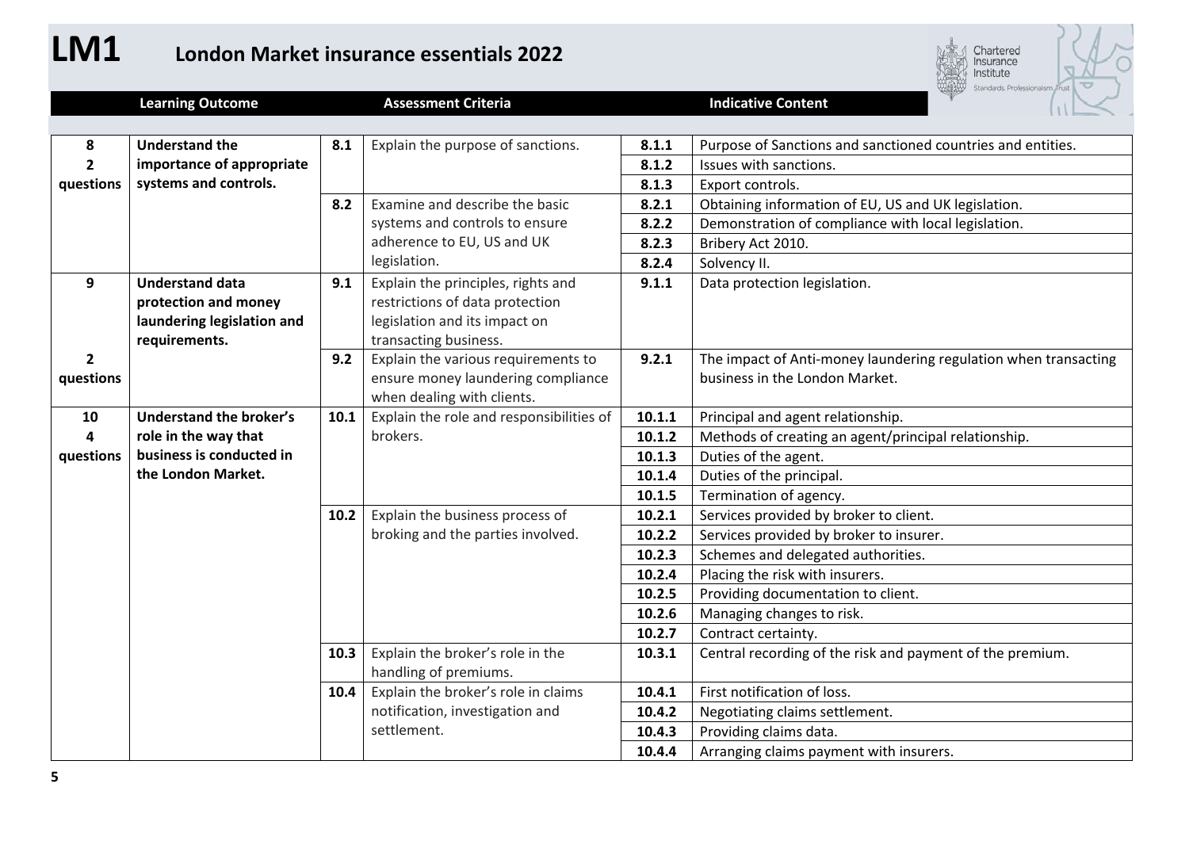# LM1 London Market insurance essentials 2022

| Learning Outcome | | Assessment Criteria | | Indicative Content | |
|---|---|---|---|---|---|
| 8<br>2 questions | Understand the importance of appropriate systems and controls. | 8.1 | Explain the purpose of sanctions. | 8.1.1 | Purpose of Sanctions and sanctioned countries and entities. |
| | | | | 8.1.2 | Issues with sanctions. |
| | | | | 8.1.3 | Export controls. |
| | | 8.2 | Examine and describe the basic systems and controls to ensure adherence to EU, US and UK legislation. | 8.2.1 | Obtaining information of EU, US and UK legislation. |
| | | | | 8.2.2 | Demonstration of compliance with local legislation. |
| | | | | 8.2.3 | Bribery Act 2010. |
| | | | | 8.2.4 | Solvency II. |
| 9<br>2 questions | Understand data protection and money laundering legislation and requirements. | 9.1 | Explain the principles, rights and restrictions of data protection legislation and its impact on transacting business. | 9.1.1 | Data protection legislation. |
| | | 9.2 | Explain the various requirements to ensure money laundering compliance when dealing with clients. | 9.2.1 | The impact of Anti-money laundering regulation when transacting business in the London Market. |
| 10<br>4 questions | Understand the broker's role in the way that business is conducted in the London Market. | 10.1 | Explain the role and responsibilities of brokers. | 10.1.1 | Principal and agent relationship. |
| | | | | 10.1.2 | Methods of creating an agent/principal relationship. |
| | | | | 10.1.3 | Duties of the agent. |
| | | | | 10.1.4 | Duties of the principal. |
| | | | | 10.1.5 | Termination of agency. |
| | | 10.2 | Explain the business process of broking and the parties involved. | 10.2.1 | Services provided by broker to client. |
| | | | | 10.2.2 | Services provided by broker to insurer. |
| | | | | 10.2.3 | Schemes and delegated authorities. |
| | | | | 10.2.4 | Placing the risk with insurers. |
| | | | | 10.2.5 | Providing documentation to client. |
| | | | | 10.2.6 | Managing changes to risk. |
| | | | | 10.2.7 | Contract certainty. |
| | | 10.3 | Explain the broker's role in the handling of premiums. | 10.3.1 | Central recording of the risk and payment of the premium. |
| | | 10.4 | Explain the broker's role in claims notification, investigation and settlement. | 10.4.1 | First notification of loss. |
| | | | | 10.4.2 | Negotiating claims settlement. |
| | | | | 10.4.3 | Providing claims data. |
| | | | | 10.4.4 | Arranging claims payment with insurers. |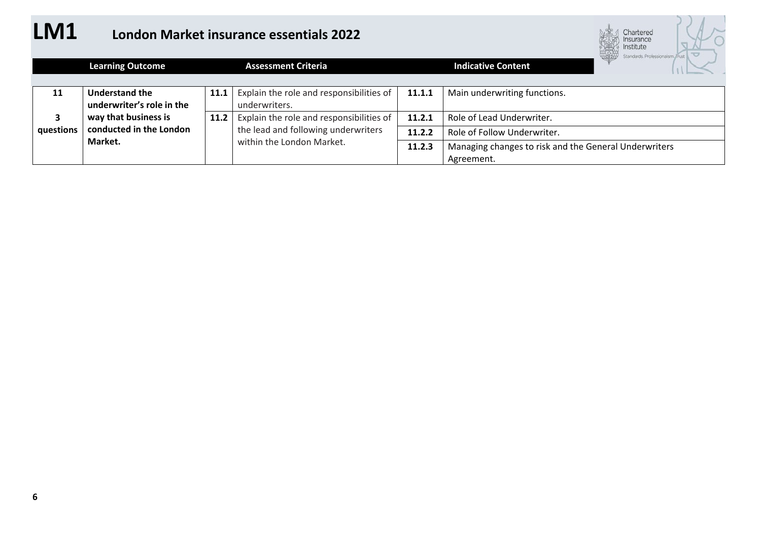# LM1 London Market insurance essentials 2022

| Learning Outcome | | Assessment Criteria | | Indicative Content | |
|---|---|---|---|---|---|
| 11<br><br>3 questions | **Understand the underwriter's role in the way that business is conducted in the London Market.** | **11.1** | Explain the role and responsibilities of underwriters. | **11.1.1** | Main underwriting functions. |
| | | **11.2** | Explain the role and responsibilities of the lead and following underwriters within the London Market. | **11.2.1** | Role of Lead Underwriter. |
| | | | | **11.2.2** | Role of Follow Underwriter. |
| | | | | **11.2.3** | Managing changes to risk and the General Underwriters Agreement. |